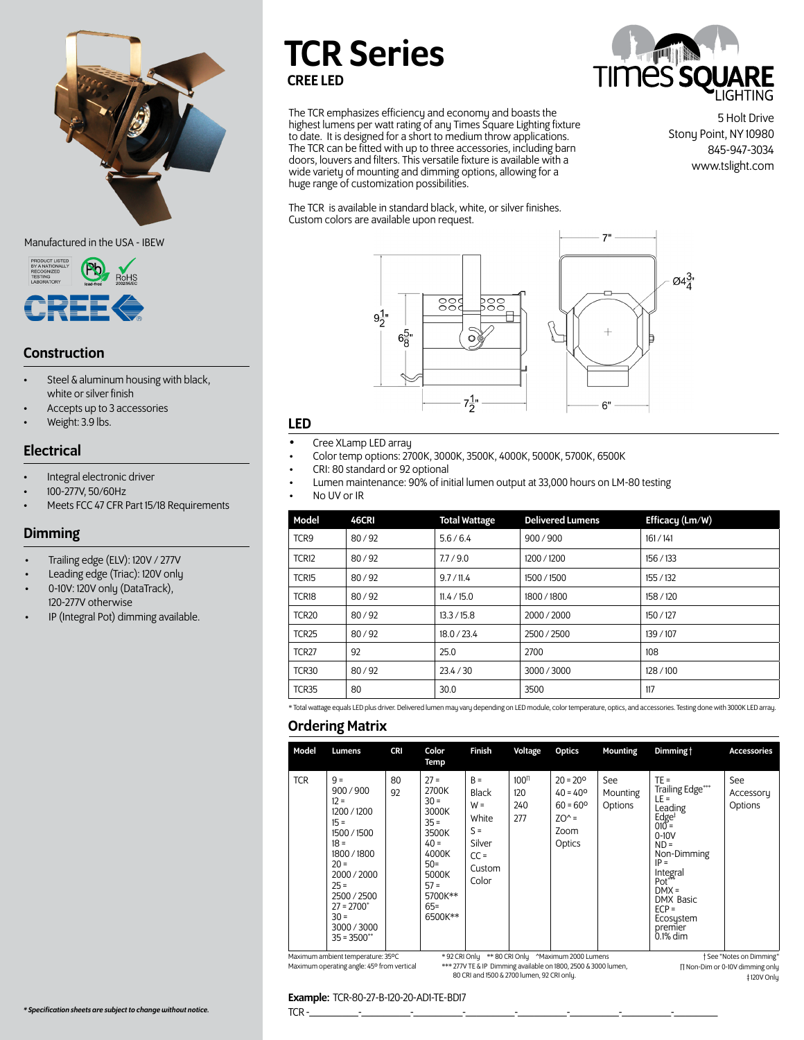# TCR Series

**CREE LED**

The TCR emphasizes efficiency and economy and boasts the highest lumens per watt rating of any Times Square Lighting fixture to date. It is designed for a short to medium throw applications. The TCR can be fitted with up to three accessories, including barn doors, louvers and filters. This versatile fixture is available with a wide variety of mounting and dimming options, allowing for a huge range of customization possibilities.

The TCR is available in standard black, white, or silver finishes. Custom colors are available upon request.

TIMES SQUARE LIGHTING

5 Holt Drive
Stony Point, NY 10980
845-947-3034
www.tslight.com

Manufactured in the USA - IBEW

## Construction

- Steel & aluminum housing with black, white or silver finish
- Accepts up to 3 accessories
- Weight: 3.9 lbs.

## Electrical

- Integral electronic driver
- 100-277V, 50/60Hz
- Meets FCC 47 CFR Part 15/18 Requirements

## Dimming

- Trailing edge (ELV): 120V / 277V
- Leading edge (Triac): 120V only
- 0-10V: 120V only (DataTrack), 120-277V otherwise
- IP (Integral Pot) dimming available.

## LED

- Cree XLamp LED array
- Color temp options: 2700K, 3000K, 3500K, 4000K, 5000K, 5700K, 6500K
- CRI: 80 standard or 92 optional
- Lumen maintenance: 90% of initial lumen output at 33,000 hours on LM-80 testing
- No UV or IR

| Model | 46CRI | Total Wattage | Delivered Lumens | Efficacy (Lm/W) |
|---|---|---|---|---|
| TCR9 | 80 / 92 | 5.6 / 6.4 | 900 / 900 | 161 / 141 |
| TCR12 | 80 / 92 | 7.7 / 9.0 | 1200 / 1200 | 156 / 133 |
| TCR15 | 80 / 92 | 9.7 / 11.4 | 1500 / 1500 | 155 / 132 |
| TCR18 | 80 / 92 | 11.4 / 15.0 | 1800 / 1800 | 158 / 120 |
| TCR20 | 80 / 92 | 13.3 / 15.8 | 2000 / 2000 | 150 / 127 |
| TCR25 | 80 / 92 | 18.0 / 23.4 | 2500 / 2500 | 139 / 107 |
| TCR27 | 92 | 25.0 | 2700 | 108 |
| TCR30 | 80 / 92 | 23.4 / 30 | 3000 / 3000 | 128 / 100 |
| TCR35 | 80 | 30.0 | 3500 | 117 |

* Total wattage equals LED plus driver. Delivered lumen may vary depending on LED module, color temperature, optics, and accessories. Testing done with 3000K LED array.

## Ordering Matrix

| Model | Lumens | CRI | Color Temp | Finish | Voltage | Optics | Mounting | Dimming † | Accessories |
|---|---|---|---|---|---|---|---|---|---|
| TCR | 9 = 900 / 900<br>12 = 1200 / 1200<br>15 = 1500 / 1500<br>18 = 1800 / 1800<br>20 = 2000 / 2000<br>25 = 2500 / 2500<br>27 = 2700*<br>30 = 3000 / 3000<br>35 = 3500** | 80<br>92 | 27 = 2700K<br>30 = 3000K<br>35 = 3500K<br>40 = 4000K<br>50= 5000K<br>57 = 5700K**<br>65= 6500K** | B = Black<br>W = White<br>S = Silver<br>CC = Custom Color | 100ΓΙ<br>120<br>240<br>277 | 20 = 20º<br>40 = 40º<br>60 = 60º<br>ZO^ = Zoom Optics | See Mounting Options | TE = Trailing Edge***<br>LE = Leading Edge‡<br>010 = 0-10V<br>ND = Non-Dimming<br>IP = Integral Pot***<br>DMX = DMX Basic<br>ECP = Ecosystem premier 0.1% dim | See Accessory Options |

Maximum ambient temperature: 35ºC
Maximum operating angle: 45º from vertical

* 92 CRI Only ** 80 CRI Only ^Maximum 2000 Lumens
*** 277V TE & IP Dimming available on 1800, 2500 & 3000 lumen, 80 CRI and 1500 & 2700 lumen, 92 CRI only.

† See "Notes on Dimming"
ΓΙ Non-Dim or 0-10V dimming only
‡120V Only

**Example:** TCR-80-27-B-120-20-AD1-TE-BD17

TCR -\_\_\_\_\_\_\_\_-\_\_\_\_\_\_\_\_-\_\_\_\_\_\_\_\_-\_\_\_\_\_\_\_\_-\_\_\_\_\_\_\_\_-\_\_\_\_\_\_\_\_-\_\_\_\_\_\_\_\_-\_\_\_\_\_\_\_\_

*\* Specification sheets are subject to change without notice.*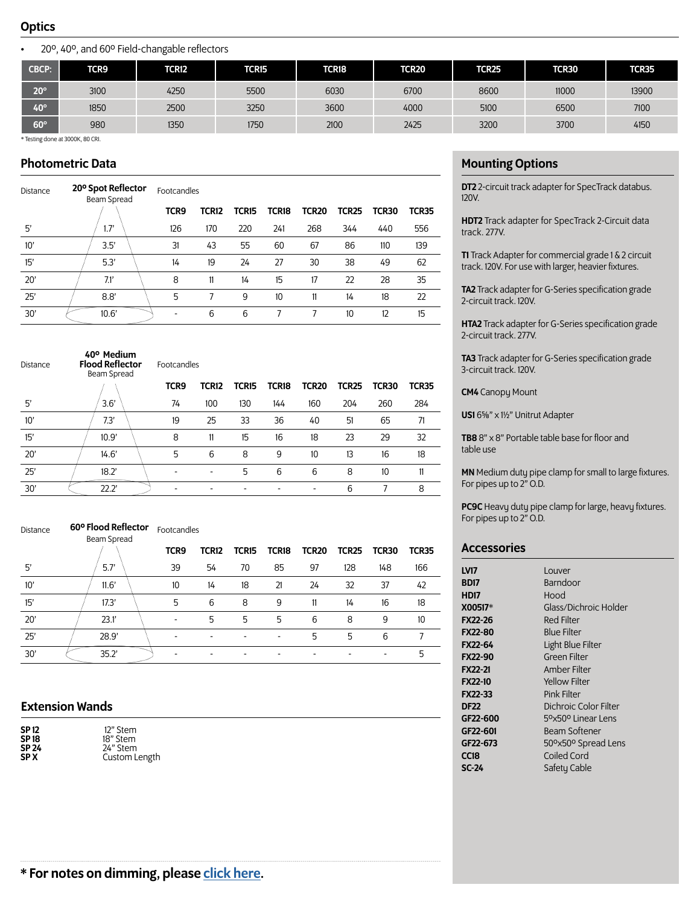## Optics

- 20º, 40º, and 60º Field-changable reflectors

| CBCP: | TCR9 | TCR12 | TCR15 | TCR18 | TCR20 | TCR25 | TCR30 | TCR35 |
|---|---|---|---|---|---|---|---|---|
| 20º | 3100 | 4250 | 5500 | 6030 | 6700 | 8600 | 11000 | 13900 |
| 40º | 1850 | 2500 | 3250 | 3600 | 4000 | 5100 | 6500 | 7100 |
| 60º | 980 | 1350 | 1750 | 2100 | 2425 | 3200 | 3700 | 4150 |

* Testing done at 3000K, 80 CRI.

## Photometric Data

| Distance | 20º Spot Reflector Beam Spread | Footcandles TCR9 | TCR12 | TCR15 | TCR18 | TCR20 | TCR25 | TCR30 | TCR35 |
|---|---|---|---|---|---|---|---|---|---|
| 5' | 1.7' | 126 | 170 | 220 | 241 | 268 | 344 | 440 | 556 |
| 10' | 3.5' | 31 | 43 | 55 | 60 | 67 | 86 | 110 | 139 |
| 15' | 5.3' | 14 | 19 | 24 | 27 | 30 | 38 | 49 | 62 |
| 20' | 7.1' | 8 | 11 | 14 | 15 | 17 | 22 | 28 | 35 |
| 25' | 8.8' | 5 | 7 | 9 | 10 | 11 | 14 | 18 | 22 |
| 30' | 10.6' | - | 6 | 6 | 7 | 7 | 10 | 12 | 15 |

| Distance | 40º Medium Flood Reflector Beam Spread | Footcandles TCR9 | TCR12 | TCR15 | TCR18 | TCR20 | TCR25 | TCR30 | TCR35 |
|---|---|---|---|---|---|---|---|---|---|
| 5' | 3.6' | 74 | 100 | 130 | 144 | 160 | 204 | 260 | 284 |
| 10' | 7.3' | 19 | 25 | 33 | 36 | 40 | 51 | 65 | 71 |
| 15' | 10.9' | 8 | 11 | 15 | 16 | 18 | 23 | 29 | 32 |
| 20' | 14.6' | 5 | 6 | 8 | 9 | 10 | 13 | 16 | 18 |
| 25' | 18.2' | - | - | 5 | 6 | 6 | 8 | 10 | 11 |
| 30' | 22.2' | - | - | - | - | - | 6 | 7 | 8 |

| Distance | 60º Flood Reflector Beam Spread | Footcandles TCR9 | TCR12 | TCR15 | TCR18 | TCR20 | TCR25 | TCR30 | TCR35 |
|---|---|---|---|---|---|---|---|---|---|
| 5' | 5.7' | 39 | 54 | 70 | 85 | 97 | 128 | 148 | 166 |
| 10' | 11.6' | 10 | 14 | 18 | 21 | 24 | 32 | 37 | 42 |
| 15' | 17.3' | 5 | 6 | 8 | 9 | 11 | 14 | 16 | 18 |
| 20' | 23.1' | - | 5 | 5 | 5 | 6 | 8 | 9 | 10 |
| 25' | 28.9' | - | - | - | - | 5 | 5 | 6 | 7 |
| 30' | 35.2' | - | - | - | - | - | - | - | 5 |

## Extension Wands

| | |
|---|---|
| **SP 12** | 12" Stem |
| **SP 18** | 18" Stem |
| **SP 24** | 24" Stem |
| **SP X** | Custom Length |

## Mounting Options

**DT2** 2-circuit track adapter for SpecTrack databus. 120V.

**HDT2** Track adapter for SpecTrack 2-Circuit data track. 277V.

**T1** Track Adapter for commercial grade 1 & 2 circuit track. 120V. For use with larger, heavier fixtures.

**TA2** Track adapter for G-Series specification grade 2-circuit track. 120V.

**HTA2** Track adapter for G-Series specification grade 2-circuit track. 277V.

**TA3** Track adapter for G-Series specification grade 3-circuit track. 120V.

**CM4** Canopy Mount

**US1** 6⅝" x 1½" Unitrut Adapter

**TB8** 8" x 8" Portable table base for floor and table use

**MN** Medium duty pipe clamp for small to large fixtures. For pipes up to 2" O.D.

**PC9C** Heavy duty pipe clamp for large, heavy fixtures. For pipes up to 2" O.D.

## Accessories

| | |
|---|---|
| **LV17** | Louver |
| **BD17** | Barndoor |
| **HD17** | Hood |
| **X00517*** | Glass/Dichroic Holder |
| **FX22-26** | Red Filter |
| **FX22-80** | Blue Filter |
| **FX22-64** | Light Blue Filter |
| **FX22-90** | Green Filter |
| **FX22-21** | Amber Filter |
| **FX22-10** | Yellow Filter |
| **FX22-33** | Pink Filter |
| **DF22** | Dichroic Color Filter |
| **GF22-600** | 5ºx50º Linear Lens |
| **GF22-601** | Beam Softener |
| **GF22-673** | 50ºx50º Spread Lens |
| **CC18** | Coiled Cord |
| **SC-24** | Safety Cable |

**\* For notes on dimming, please click here.**